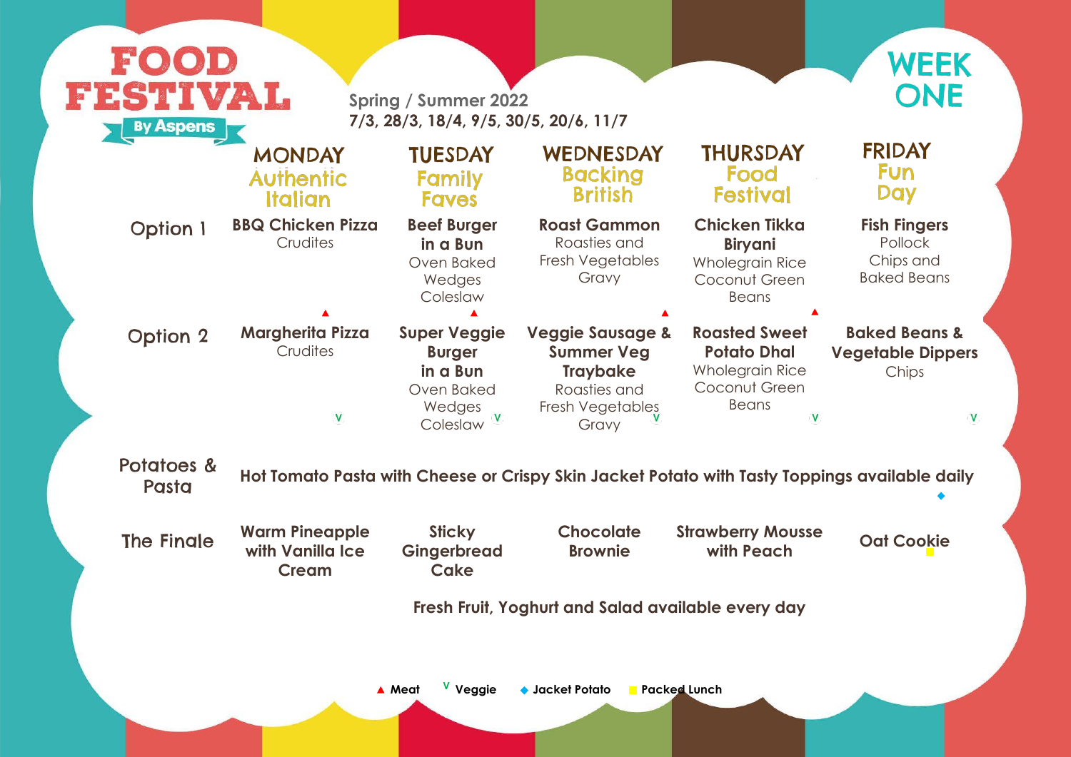# FOOD FESTIVAL

By Aspens

Spring / Summer 2022
**7/3, 28/3, 18/4, 9/5, 30/5, 20/6, 11/7**

## WEEK ONE

| | MONDAY Authentic Italian | TUESDAY Family Faves | WEDNESDAY Backing British | THURSDAY Food Festival | FRIDAY Fun Day |
|---|---|---|---|---|---|
| Option 1 | **BBQ Chicken Pizza** Crudites ▲ | **Beef Burger in a Bun** Oven Baked Wedges Coleslaw ▲ | **Roast Gammon** Roasties and Fresh Vegetables Gravy ▲ | **Chicken Tikka Biryani** Wholegrain Rice Coconut Green Beans ▲ | **Fish Fingers** Pollock Chips and Baked Beans |
| Option 2 | **Margherita Pizza** Crudites V | **Super Veggie Burger in a Bun** Oven Baked Wedges Coleslaw V | **Veggie Sausage & Summer Veg Traybake** Roasties and Fresh Vegetables Gravy V | **Roasted Sweet Potato Dhal** Wholegrain Rice Coconut Green Beans V | **Baked Beans & Vegetable Dippers** Chips V |
| Potatoes & Pasta | **Hot Tomato Pasta with Cheese or Crispy Skin Jacket Potato with Tasty Toppings available daily** ◆ | | | | |
| The Finale | **Warm Pineapple with Vanilla Ice Cream** | **Sticky Gingerbread Cake** | **Chocolate Brownie** | **Strawberry Mousse with Peach** | **Oat Cookie** ■ |

**Fresh Fruit, Yoghurt and Salad available every day**

▲ **Meat** V **Veggie** ◆ **Jacket Potato** ■ **Packed Lunch**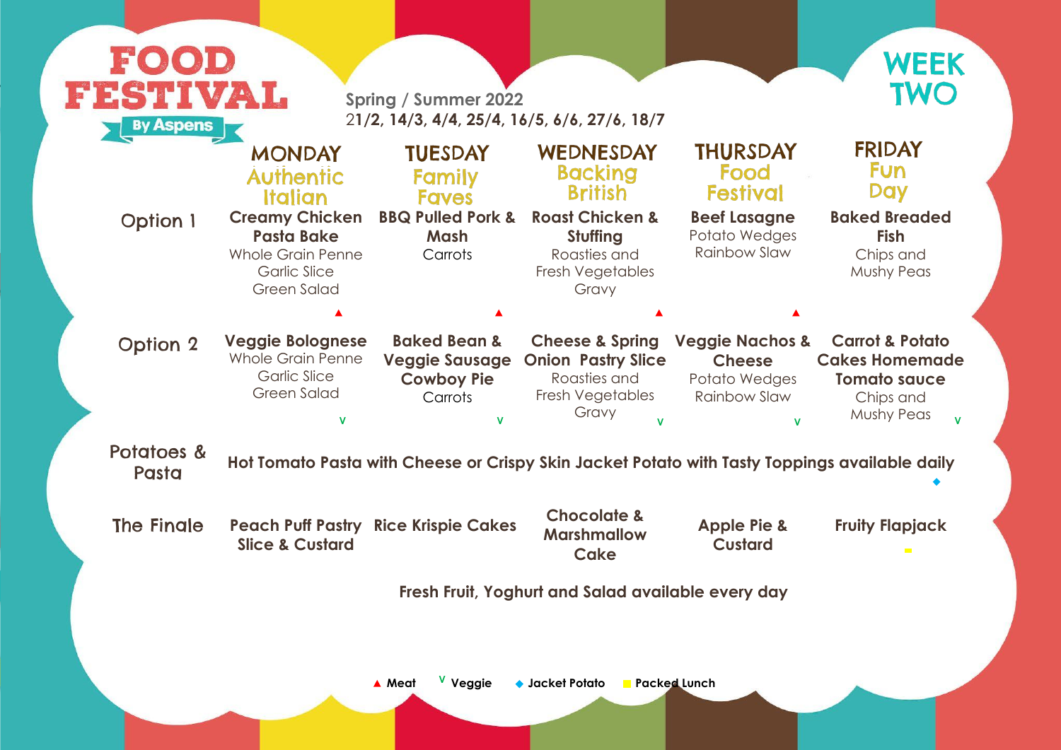# FOOD FESTIVAL

By Aspens

Spring / Summer 2022

21/2, 14/3, 4/4, 25/4, 16/5, 6/6, 27/6, 18/7

## WEEK TWO

| | MONDAY Authentic Italian | TUESDAY Family Faves | WEDNESDAY Backing British | THURSDAY Food Festival | FRIDAY Fun Day |
|---|---|---|---|---|---|
| Option 1 | **Creamy Chicken Pasta Bake** Whole Grain Penne Garlic Slice Green Salad ▲ | **BBQ Pulled Pork & Mash** Carrots ▲ | **Roast Chicken & Stuffing** Roasties and Fresh Vegetables Gravy ▲ | **Beef Lasagne** Potato Wedges Rainbow Slaw ▲ | **Baked Breaded Fish** Chips and Mushy Peas |
| Option 2 | **Veggie Bolognese** Whole Grain Penne Garlic Slice Green Salad V | **Baked Bean & Veggie Sausage Cowboy Pie** Carrots V | **Cheese & Spring Onion Pastry Slice** Roasties and Fresh Vegetables Gravy V | **Veggie Nachos & Cheese** Potato Wedges Rainbow Slaw V | **Carrot & Potato Cakes Homemade Tomato sauce** Chips and Mushy Peas V |
| Potatoes & Pasta | **Hot Tomato Pasta with Cheese or Crispy Skin Jacket Potato with Tasty Toppings available daily** ◆ | | | | |
| The Finale | **Peach Puff Pastry Slice & Custard** | **Rice Krispie Cakes** | **Chocolate & Marshmallow Cake** | **Apple Pie & Custard** | **Fruity Flapjack** ■ |

**Fresh Fruit, Yoghurt and Salad available every day**

▲ Meat  V Veggie  ◆ Jacket Potato  ■ Packed Lunch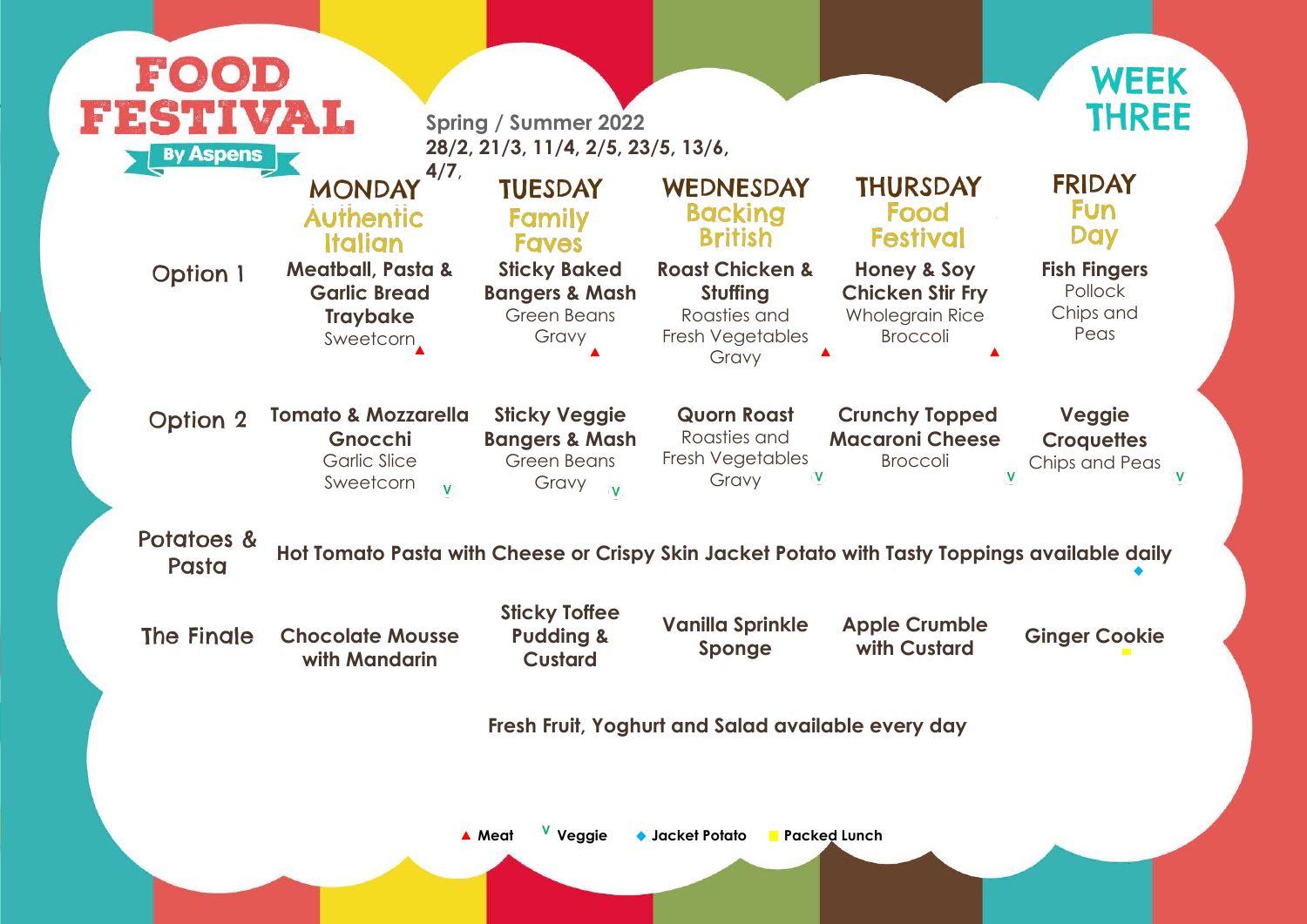# FOOD FESTIVAL

By Aspens

Spring / Summer 2022
28/2, 21/3, 11/4, 2/5, 23/5, 13/6, 4/7,

## WEEK THREE

| | MONDAY Authentic Italian | TUESDAY Family Faves | WEDNESDAY Backing British | THURSDAY Food Festival | FRIDAY Fun Day |
|---|---|---|---|---|---|
| Option 1 | **Meatball, Pasta & Garlic Bread Traybake** Sweetcorn ▲ | **Sticky Baked Bangers & Mash** Green Beans Gravy ▲ | **Roast Chicken & Stuffing** Roasties and Fresh Vegetables Gravy ▲ | **Honey & Soy Chicken Stir Fry** Wholegrain Rice Broccoli ▲ | **Fish Fingers** Pollock Chips and Peas |
| Option 2 | **Tomato & Mozzarella Gnocchi** Garlic Slice Sweetcorn V | **Sticky Veggie Bangers & Mash** Green Beans Gravy V | **Quorn Roast** Roasties and Fresh Vegetables Gravy V | **Crunchy Topped Macaroni Cheese** Broccoli V | **Veggie Croquettes** Chips and Peas V |
| Potatoes & Pasta | **Hot Tomato Pasta with Cheese or Crispy Skin Jacket Potato with Tasty Toppings available daily** ◆ | | | | |
| The Finale | **Chocolate Mousse with Mandarin** | **Sticky Toffee Pudding & Custard** | **Vanilla Sprinkle Sponge** | **Apple Crumble with Custard** | **Ginger Cookie** ■ |

**Fresh Fruit, Yoghurt and Salad available every day**

▲ **Meat** V **Veggie** ◆ **Jacket Potato** ■ **Packed Lunch**